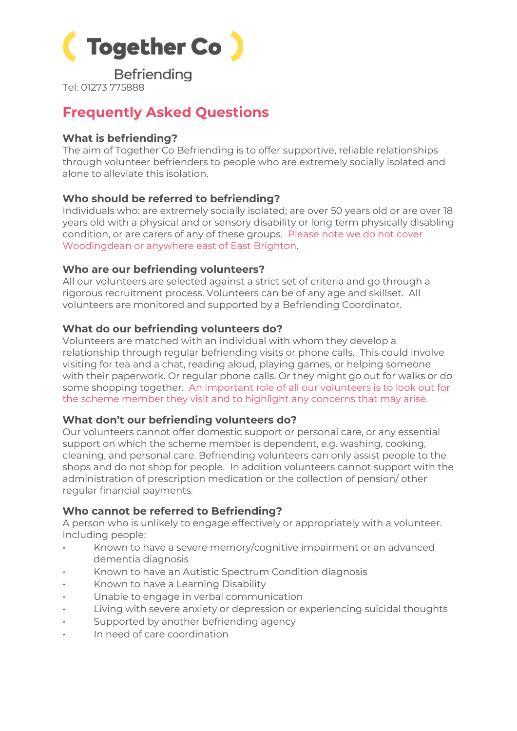# ( Together Co )

Befriending

Tel: 01273 775888

## Frequently Asked Questions

### What is befriending?

The aim of Together Co Befriending is to offer supportive, reliable relationships through volunteer befrienders to people who are extremely socially isolated and alone to alleviate this isolation.

### Who should be referred to befriending?

Individuals who: are extremely socially isolated; are over 50 years old or are over 18 years old with a physical and or sensory disability or long term physically disabling condition, or are carers of any of these groups. Please note we do not cover Woodingdean or anywhere east of East Brighton.

### Who are our befriending volunteers?

All our volunteers are selected against a strict set of criteria and go through a rigorous recruitment process. Volunteers can be of any age and skillset. All volunteers are monitored and supported by a Befriending Coordinator.

### What do our befriending volunteers do?

Volunteers are matched with an individual with whom they develop a relationship through regular befriending visits or phone calls. This could involve visiting for tea and a chat, reading aloud, playing games, or helping someone with their paperwork. Or regular phone calls. Or they might go out for walks or do some shopping together. An important role of all our volunteers is to look out for the scheme member they visit and to highlight any concerns that may arise.

### What don't our befriending volunteers do?

Our volunteers cannot offer domestic support or personal care, or any essential support on which the scheme member is dependent, e.g. washing, cooking, cleaning, and personal care. Befriending volunteers can only assist people to the shops and do not shop for people. In addition volunteers cannot support with the administration of prescription medication or the collection of pension/ other regular financial payments.

### Who cannot be referred to Befriending?

A person who is unlikely to engage effectively or appropriately with a volunteer. Including people:

- Known to have a severe memory/cognitive impairment or an advanced dementia diagnosis
- Known to have an Autistic Spectrum Condition diagnosis
- Known to have a Learning Disability
- Unable to engage in verbal communication
- Living with severe anxiety or depression or experiencing suicidal thoughts
- Supported by another befriending agency
- In need of care coordination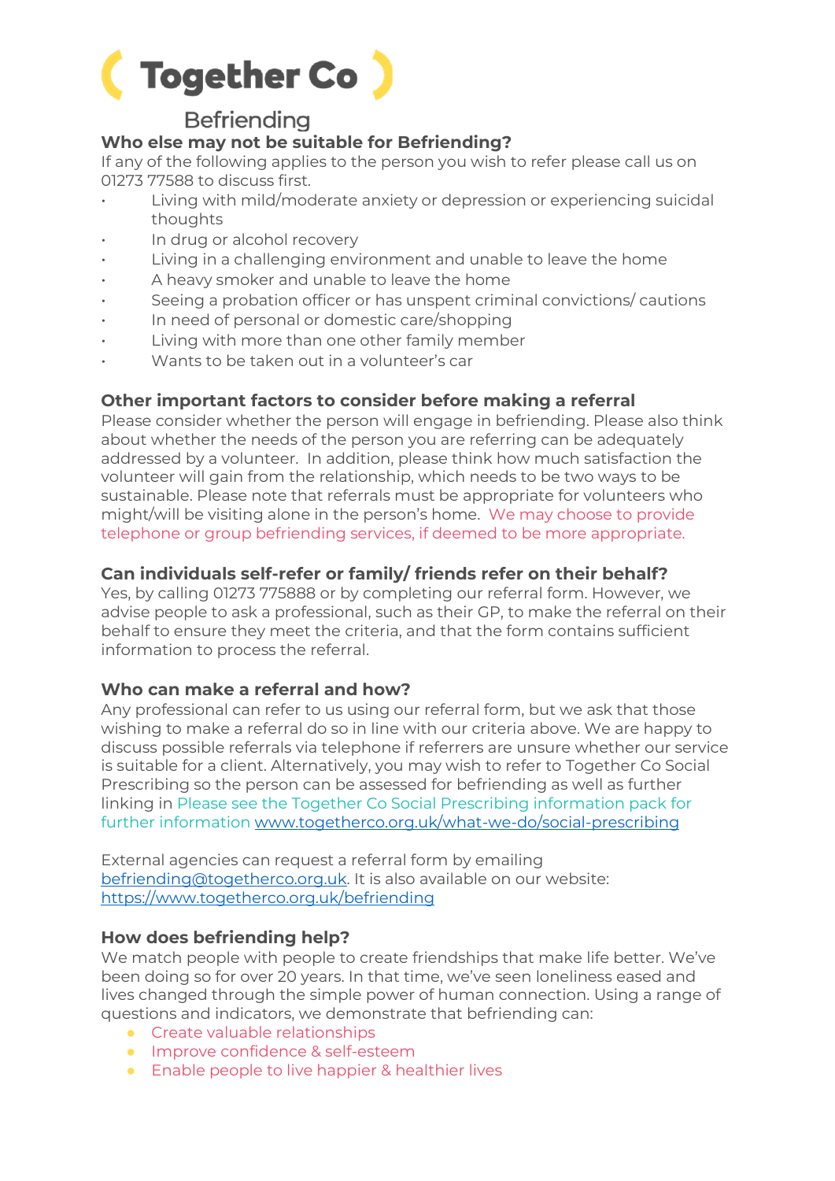# Together Co

Befriending

## Who else may not be suitable for Befriending?

If any of the following applies to the person you wish to refer please call us on 01273 77588 to discuss first.

- Living with mild/moderate anxiety or depression or experiencing suicidal thoughts
- In drug or alcohol recovery
- Living in a challenging environment and unable to leave the home
- A heavy smoker and unable to leave the home
- Seeing a probation officer or has unspent criminal convictions/ cautions
- In need of personal or domestic care/shopping
- Living with more than one other family member
- Wants to be taken out in a volunteer's car

## Other important factors to consider before making a referral

Please consider whether the person will engage in befriending. Please also think about whether the needs of the person you are referring can be adequately addressed by a volunteer. In addition, please think how much satisfaction the volunteer will gain from the relationship, which needs to be two ways to be sustainable. Please note that referrals must be appropriate for volunteers who might/will be visiting alone in the person's home. We may choose to provide telephone or group befriending services, if deemed to be more appropriate.

## Can individuals self-refer or family/ friends refer on their behalf?

Yes, by calling 01273 775888 or by completing our referral form. However, we advise people to ask a professional, such as their GP, to make the referral on their behalf to ensure they meet the criteria, and that the form contains sufficient information to process the referral.

## Who can make a referral and how?

Any professional can refer to us using our referral form, but we ask that those wishing to make a referral do so in line with our criteria above. We are happy to discuss possible referrals via telephone if referrers are unsure whether our service is suitable for a client. Alternatively, you may wish to refer to Together Co Social Prescribing so the person can be assessed for befriending as well as further linking in Please see the Together Co Social Prescribing information pack for further information www.togetherco.org.uk/what-we-do/social-prescribing

External agencies can request a referral form by emailing befriending@togetherco.org.uk. It is also available on our website: https://www.togetherco.org.uk/befriending

## How does befriending help?

We match people with people to create friendships that make life better. We've been doing so for over 20 years. In that time, we've seen loneliness eased and lives changed through the simple power of human connection. Using a range of questions and indicators, we demonstrate that befriending can:

- Create valuable relationships
- Improve confidence & self-esteem
- Enable people to live happier & healthier lives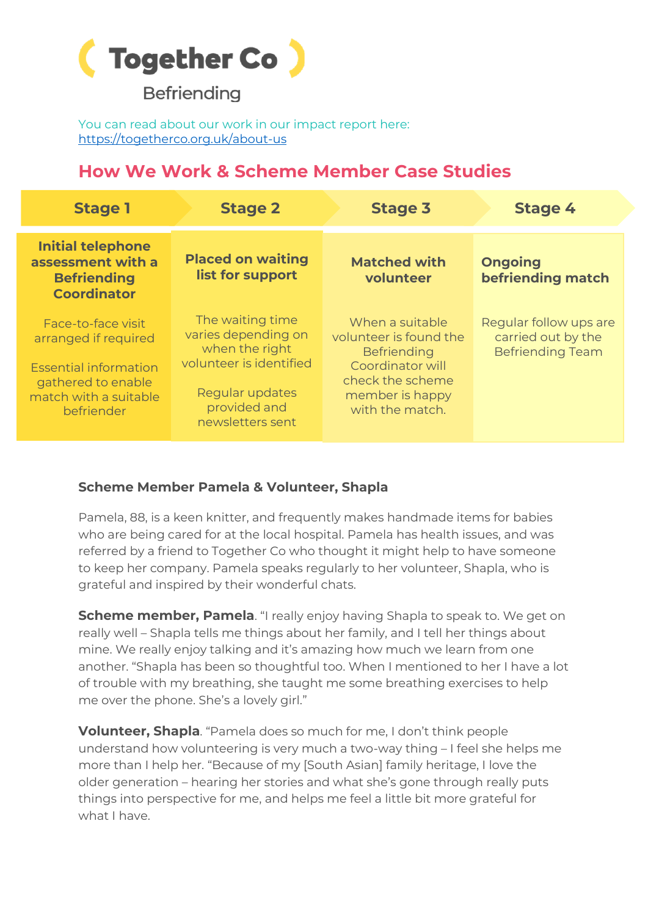**Together Co**

Befriending

You can read about our work in our impact report here:
https://togetherco.org.uk/about-us

## How We Work & Scheme Member Case Studies

| Stage 1 | Stage 2 | Stage 3 | Stage 4 |
|---|---|---|---|
| **Initial telephone assessment with a Befriending Coordinator**<br><br>Face-to-face visit arranged if required<br><br>Essential information gathered to enable match with a suitable befriender | **Placed on waiting list for support**<br><br>The waiting time varies depending on when the right volunteer is identified<br><br>Regular updates provided and newsletters sent | **Matched with volunteer**<br><br>When a suitable volunteer is found the Befriending Coordinator will check the scheme member is happy with the match. | **Ongoing befriending match**<br><br>Regular follow ups are carried out by the Befriending Team |

### Scheme Member Pamela & Volunteer, Shapla

Pamela, 88, is a keen knitter, and frequently makes handmade items for babies who are being cared for at the local hospital. Pamela has health issues, and was referred by a friend to Together Co who thought it might help to have someone to keep her company. Pamela speaks regularly to her volunteer, Shapla, who is grateful and inspired by their wonderful chats.

**Scheme member, Pamela**. "I really enjoy having Shapla to speak to. We get on really well – Shapla tells me things about her family, and I tell her things about mine. We really enjoy talking and it's amazing how much we learn from one another. "Shapla has been so thoughtful too. When I mentioned to her I have a lot of trouble with my breathing, she taught me some breathing exercises to help me over the phone. She's a lovely girl."

**Volunteer, Shapla**. "Pamela does so much for me, I don't think people understand how volunteering is very much a two-way thing – I feel she helps me more than I help her. "Because of my [South Asian] family heritage, I love the older generation – hearing her stories and what she's gone through really puts things into perspective for me, and helps me feel a little bit more grateful for what I have.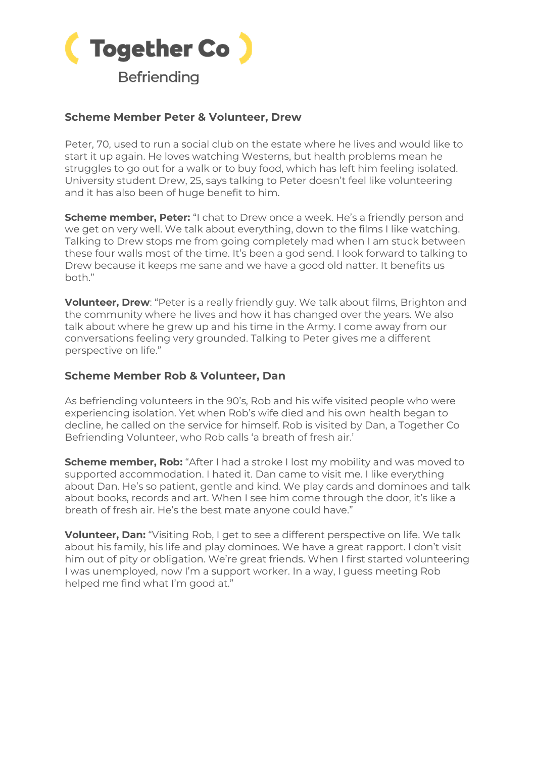# Together Co

Befriending

### Scheme Member Peter & Volunteer, Drew

Peter, 70, used to run a social club on the estate where he lives and would like to start it up again. He loves watching Westerns, but health problems mean he struggles to go out for a walk or to buy food, which has left him feeling isolated. University student Drew, 25, says talking to Peter doesn't feel like volunteering and it has also been of huge benefit to him.

**Scheme member, Peter:** "I chat to Drew once a week. He's a friendly person and we get on very well. We talk about everything, down to the films I like watching. Talking to Drew stops me from going completely mad when I am stuck between these four walls most of the time. It's been a god send. I look forward to talking to Drew because it keeps me sane and we have a good old natter. It benefits us both."

**Volunteer, Drew**: "Peter is a really friendly guy. We talk about films, Brighton and the community where he lives and how it has changed over the years. We also talk about where he grew up and his time in the Army. I come away from our conversations feeling very grounded. Talking to Peter gives me a different perspective on life."

### Scheme Member Rob & Volunteer, Dan

As befriending volunteers in the 90's, Rob and his wife visited people who were experiencing isolation. Yet when Rob's wife died and his own health began to decline, he called on the service for himself. Rob is visited by Dan, a Together Co Befriending Volunteer, who Rob calls 'a breath of fresh air.'

**Scheme member, Rob:** "After I had a stroke I lost my mobility and was moved to supported accommodation. I hated it. Dan came to visit me. I like everything about Dan. He's so patient, gentle and kind. We play cards and dominoes and talk about books, records and art. When I see him come through the door, it's like a breath of fresh air. He's the best mate anyone could have."

**Volunteer, Dan:** "Visiting Rob, I get to see a different perspective on life. We talk about his family, his life and play dominoes. We have a great rapport. I don't visit him out of pity or obligation. We're great friends. When I first started volunteering I was unemployed, now I'm a support worker. In a way, I guess meeting Rob helped me find what I'm good at."